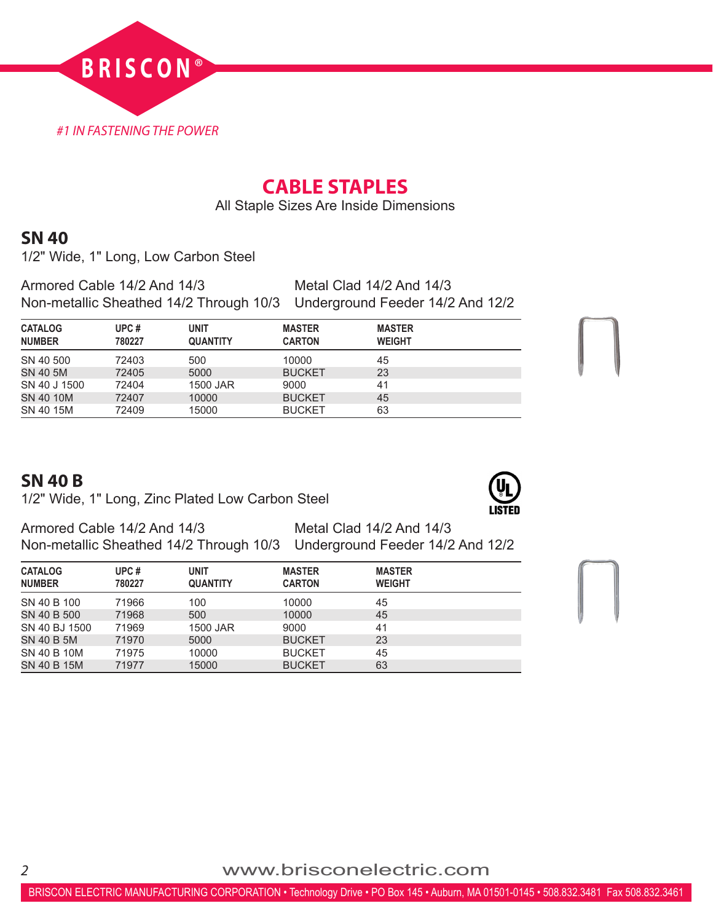BRISCON®

*#1 IN FASTENING THE POWER*

# CABLE STAPLES

All Staple Sizes Are Inside Dimensions

## SN 40

1/2" Wide, 1" Long, Low Carbon Steel

Armored Cable 14/2 And 14/3
Non-metallic Sheathed 14/2 Through 10/3
Metal Clad 14/2 And 14/3
Underground Feeder 14/2 And 12/2

| CATALOG NUMBER | UPC # 780227 | UNIT QUANTITY | MASTER CARTON | MASTER WEIGHT |
|---|---|---|---|---|
| SN 40 500 | 72403 | 500 | 10000 | 45 |
| SN 40 5M | 72405 | 5000 | BUCKET | 23 |
| SN 40 J 1500 | 72404 | 1500 JAR | 9000 | 41 |
| SN 40 10M | 72407 | 10000 | BUCKET | 45 |
| SN 40 15M | 72409 | 15000 | BUCKET | 63 |

## SN 40 B

1/2" Wide, 1" Long, Zinc Plated Low Carbon Steel

UL LISTED

Armored Cable 14/2 And 14/3
Non-metallic Sheathed 14/2 Through 10/3
Metal Clad 14/2 And 14/3
Underground Feeder 14/2 And 12/2

| CATALOG NUMBER | UPC # 780227 | UNIT QUANTITY | MASTER CARTON | MASTER WEIGHT |
|---|---|---|---|---|
| SN 40 B 100 | 71966 | 100 | 10000 | 45 |
| SN 40 B 500 | 71968 | 500 | 10000 | 45 |
| SN 40 BJ 1500 | 71969 | 1500 JAR | 9000 | 41 |
| SN 40 B 5M | 71970 | 5000 | BUCKET | 23 |
| SN 40 B 10M | 71975 | 10000 | BUCKET | 45 |
| SN 40 B 15M | 71977 | 15000 | BUCKET | 63 |

www.brisconelectric.com

BRISCON ELECTRIC MANUFACTURING CORPORATION • Technology Drive • PO Box 145 • Auburn, MA 01501-0145 • 508.832.3481 Fax 508.832.3461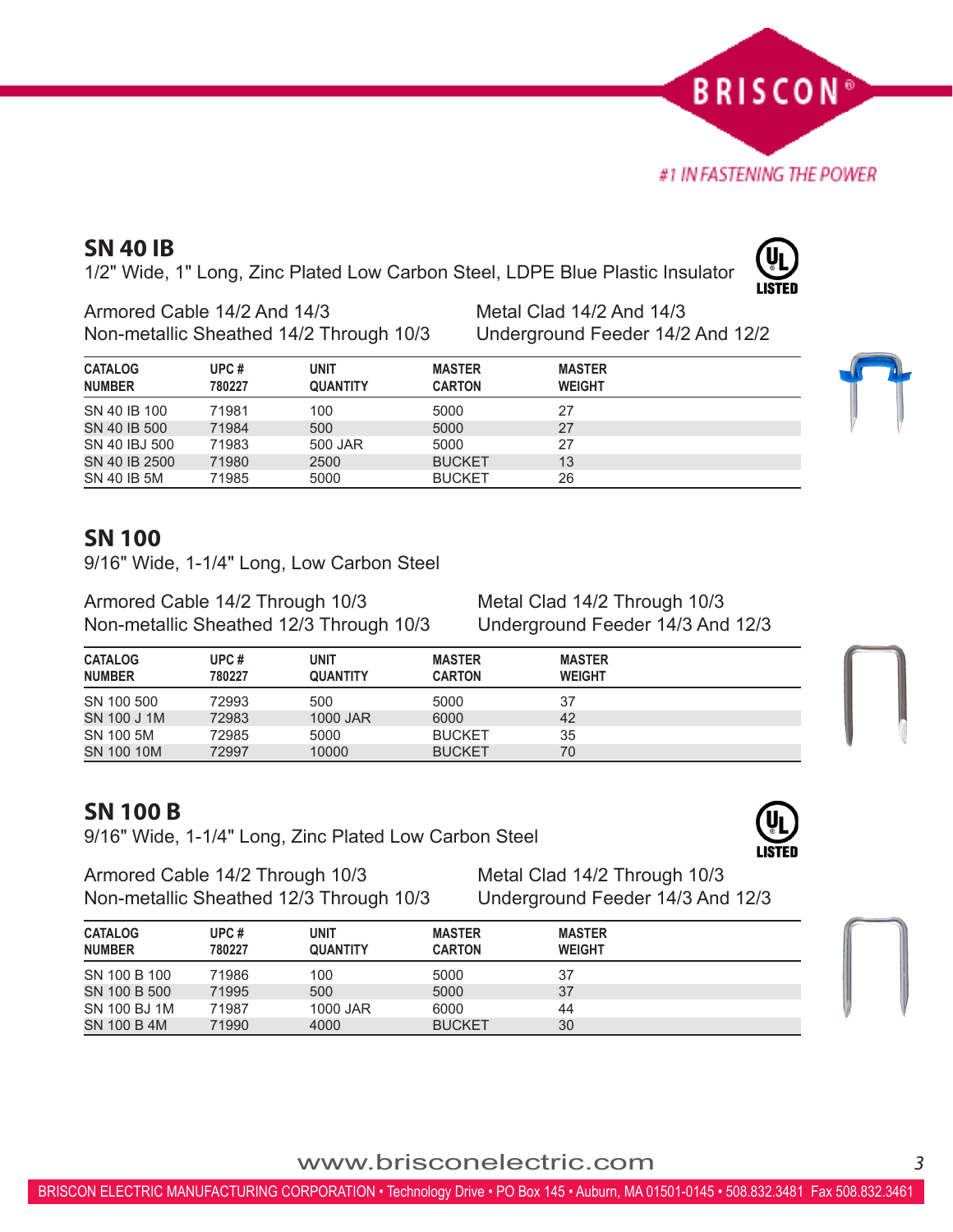## SN 40 IB

1/2" Wide, 1" Long, Zinc Plated Low Carbon Steel, LDPE Blue Plastic Insulator

UL LISTED

Armored Cable 14/2 And 14/3
Non-metallic Sheathed 14/2 Through 10/3
Metal Clad 14/2 And 14/3
Underground Feeder 14/2 And 12/2

| CATALOG NUMBER | UPC # 780227 | UNIT QUANTITY | MASTER CARTON | MASTER WEIGHT |
|---|---|---|---|---|
| SN 40 IB 100 | 71981 | 100 | 5000 | 27 |
| SN 40 IB 500 | 71984 | 500 | 5000 | 27 |
| SN 40 IBJ 500 | 71983 | 500 JAR | 5000 | 27 |
| SN 40 IB 2500 | 71980 | 2500 | BUCKET | 13 |
| SN 40 IB 5M | 71985 | 5000 | BUCKET | 26 |

## SN 100

9/16" Wide, 1-1/4" Long, Low Carbon Steel

Armored Cable 14/2 Through 10/3
Non-metallic Sheathed 12/3 Through 10/3
Metal Clad 14/2 Through 10/3
Underground Feeder 14/3 And 12/3

| CATALOG NUMBER | UPC # 780227 | UNIT QUANTITY | MASTER CARTON | MASTER WEIGHT |
|---|---|---|---|---|
| SN 100 500 | 72993 | 500 | 5000 | 37 |
| SN 100 J 1M | 72983 | 1000 JAR | 6000 | 42 |
| SN 100 5M | 72985 | 5000 | BUCKET | 35 |
| SN 100 10M | 72997 | 10000 | BUCKET | 70 |

## SN 100 B

9/16" Wide, 1-1/4" Long, Zinc Plated Low Carbon Steel

UL LISTED

Armored Cable 14/2 Through 10/3
Non-metallic Sheathed 12/3 Through 10/3
Metal Clad 14/2 Through 10/3
Underground Feeder 14/3 And 12/3

| CATALOG NUMBER | UPC # 780227 | UNIT QUANTITY | MASTER CARTON | MASTER WEIGHT |
|---|---|---|---|---|
| SN 100 B 100 | 71986 | 100 | 5000 | 37 |
| SN 100 B 500 | 71995 | 500 | 5000 | 37 |
| SN 100 BJ 1M | 71987 | 1000 JAR | 6000 | 44 |
| SN 100 B 4M | 71990 | 4000 | BUCKET | 30 |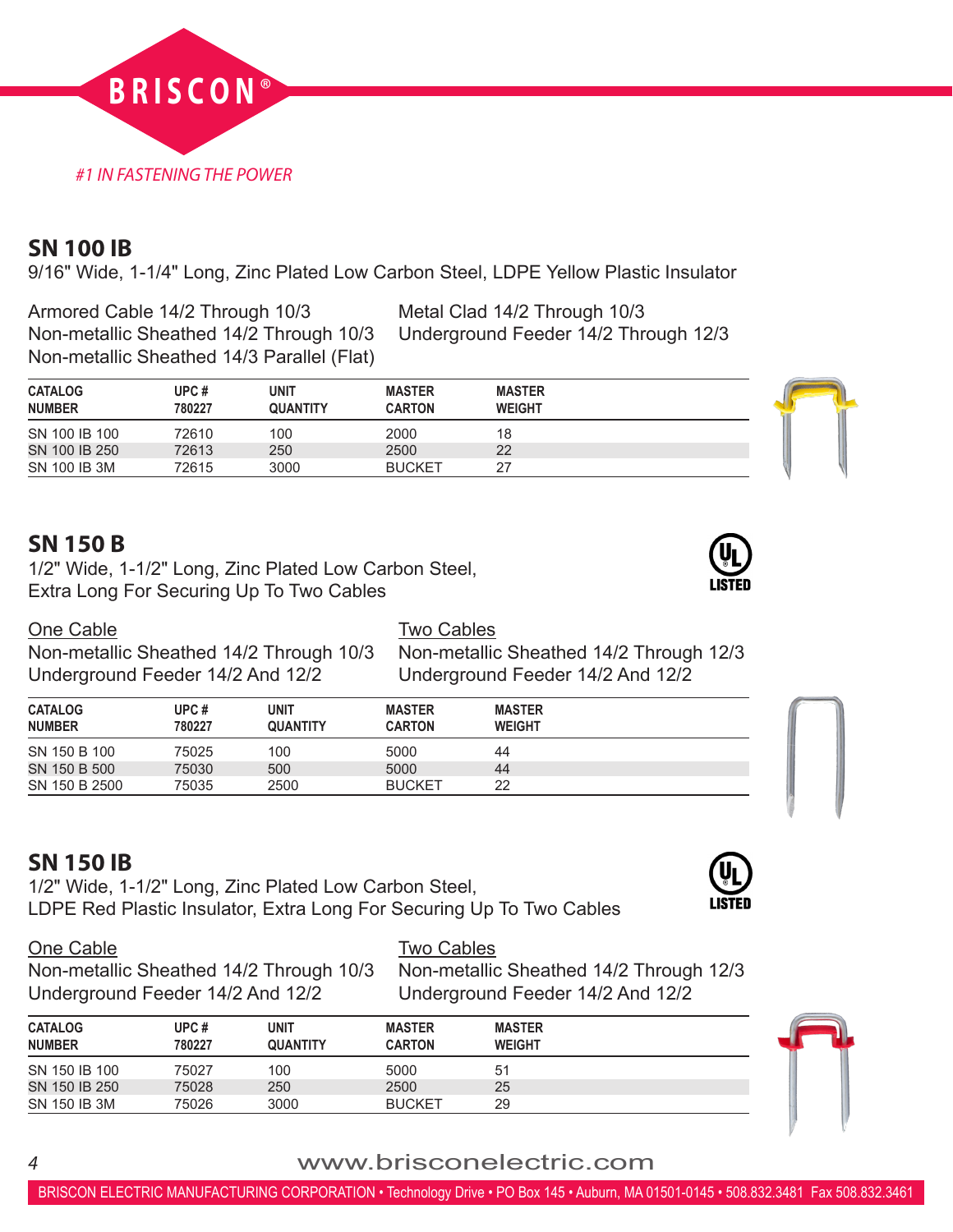BRISCON®

*#1 IN FASTENING THE POWER*

## SN 100 IB

9/16" Wide, 1-1/4" Long, Zinc Plated Low Carbon Steel, LDPE Yellow Plastic Insulator

Armored Cable 14/2 Through 10/3
Non-metallic Sheathed 14/2 Through 10/3
Non-metallic Sheathed 14/3 Parallel (Flat)
Metal Clad 14/2 Through 10/3
Underground Feeder 14/2 Through 12/3

| CATALOG NUMBER | UPC # 780227 | UNIT QUANTITY | MASTER CARTON | MASTER WEIGHT |
|---|---|---|---|---|
| SN 100 IB 100 | 72610 | 100 | 2000 | 18 |
| SN 100 IB 250 | 72613 | 250 | 2500 | 22 |
| SN 100 IB 3M | 72615 | 3000 | BUCKET | 27 |

## SN 150 B

UL LISTED

1/2" Wide, 1-1/2" Long, Zinc Plated Low Carbon Steel,
Extra Long For Securing Up To Two Cables

One Cable
Non-metallic Sheathed 14/2 Through 10/3
Underground Feeder 14/2 And 12/2

Two Cables
Non-metallic Sheathed 14/2 Through 12/3
Underground Feeder 14/2 And 12/2

| CATALOG NUMBER | UPC # 780227 | UNIT QUANTITY | MASTER CARTON | MASTER WEIGHT |
|---|---|---|---|---|
| SN 150 B 100 | 75025 | 100 | 5000 | 44 |
| SN 150 B 500 | 75030 | 500 | 5000 | 44 |
| SN 150 B 2500 | 75035 | 2500 | BUCKET | 22 |

## SN 150 IB

UL LISTED

1/2" Wide, 1-1/2" Long, Zinc Plated Low Carbon Steel,
LDPE Red Plastic Insulator, Extra Long For Securing Up To Two Cables

One Cable
Non-metallic Sheathed 14/2 Through 10/3
Underground Feeder 14/2 And 12/2

Two Cables
Non-metallic Sheathed 14/2 Through 12/3
Underground Feeder 14/2 And 12/2

| CATALOG NUMBER | UPC # 780227 | UNIT QUANTITY | MASTER CARTON | MASTER WEIGHT |
|---|---|---|---|---|
| SN 150 IB 100 | 75027 | 100 | 5000 | 51 |
| SN 150 IB 250 | 75028 | 250 | 2500 | 25 |
| SN 150 IB 3M | 75026 | 3000 | BUCKET | 29 |

www.brisconelectric.com

BRISCON ELECTRIC MANUFACTURING CORPORATION • Technology Drive • PO Box 145 • Auburn, MA 01501-0145 • 508.832.3481 Fax 508.832.3461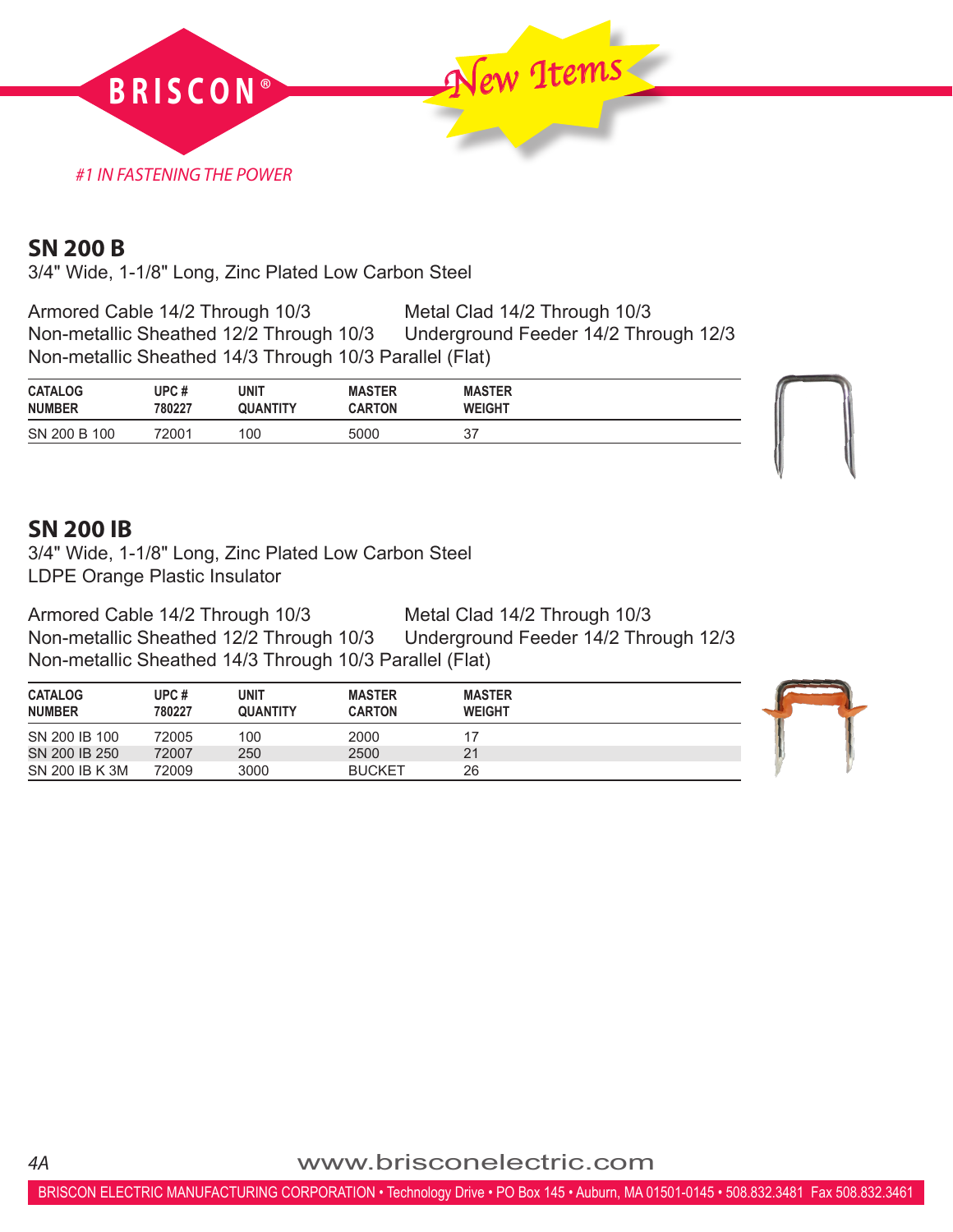BRISCON®

*#1 IN FASTENING THE POWER*

*New Items*

## SN 200 B

3/4" Wide, 1-1/8" Long, Zinc Plated Low Carbon Steel

Armored Cable 14/2 Through 10/3
Non-metallic Sheathed 12/2 Through 10/3
Non-metallic Sheathed 14/3 Through 10/3 Parallel (Flat)
Metal Clad 14/2 Through 10/3
Underground Feeder 14/2 Through 12/3

| CATALOG NUMBER | UPC # 780227 | UNIT QUANTITY | MASTER CARTON | MASTER WEIGHT |
|---|---|---|---|---|
| SN 200 B 100 | 72001 | 100 | 5000 | 37 |

## SN 200 IB

3/4" Wide, 1-1/8" Long, Zinc Plated Low Carbon Steel
LDPE Orange Plastic Insulator

Armored Cable 14/2 Through 10/3
Non-metallic Sheathed 12/2 Through 10/3
Non-metallic Sheathed 14/3 Through 10/3 Parallel (Flat)
Metal Clad 14/2 Through 10/3
Underground Feeder 14/2 Through 12/3

| CATALOG NUMBER | UPC # 780227 | UNIT QUANTITY | MASTER CARTON | MASTER WEIGHT |
|---|---|---|---|---|
| SN 200 IB 100 | 72005 | 100 | 2000 | 17 |
| SN 200 IB 250 | 72007 | 250 | 2500 | 21 |
| SN 200 IB K 3M | 72009 | 3000 | BUCKET | 26 |

www.brisconelectric.com

BRISCON ELECTRIC MANUFACTURING CORPORATION • Technology Drive • PO Box 145 • Auburn, MA 01501-0145 • 508.832.3481 Fax 508.832.3461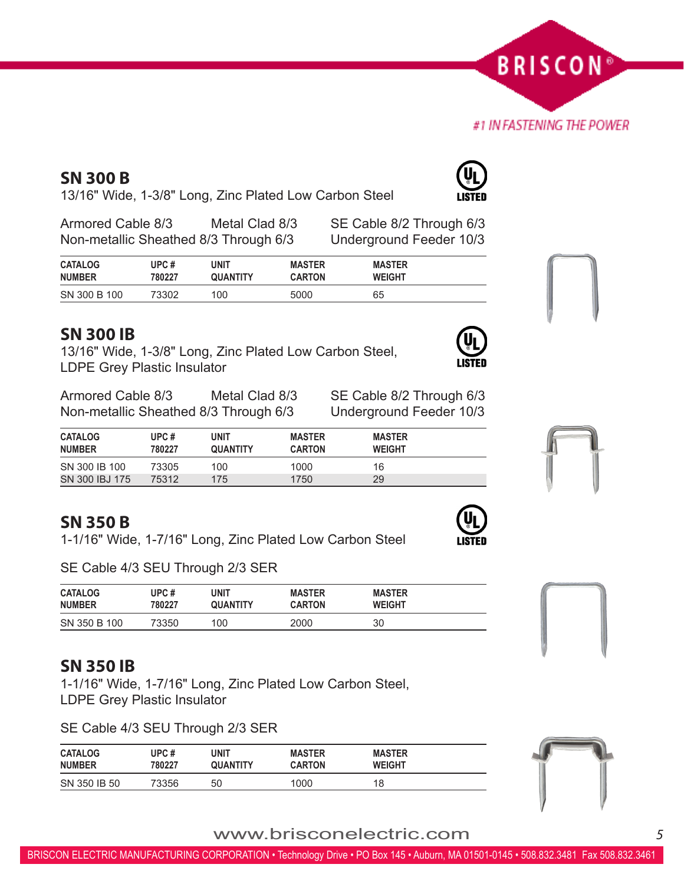## SN 300 B

13/16" Wide, 1-3/8" Long, Zinc Plated Low Carbon Steel

Armored Cable 8/3 | Metal Clad 8/3 | SE Cable 8/2 Through 6/3
Non-metallic Sheathed 8/3 Through 6/3 | Underground Feeder 10/3

| CATALOG NUMBER | UPC # 780227 | UNIT QUANTITY | MASTER CARTON | MASTER WEIGHT |
|---|---|---|---|---|
| SN 300 B 100 | 73302 | 100 | 5000 | 65 |

## SN 300 IB

13/16" Wide, 1-3/8" Long, Zinc Plated Low Carbon Steel,
LDPE Grey Plastic Insulator

Armored Cable 8/3 | Metal Clad 8/3 | SE Cable 8/2 Through 6/3
Non-metallic Sheathed 8/3 Through 6/3 | Underground Feeder 10/3

| CATALOG NUMBER | UPC # 780227 | UNIT QUANTITY | MASTER CARTON | MASTER WEIGHT |
|---|---|---|---|---|
| SN 300 IB 100 | 73305 | 100 | 1000 | 16 |
| SN 300 IBJ 175 | 75312 | 175 | 1750 | 29 |

## SN 350 B

1-1/16" Wide, 1-7/16" Long, Zinc Plated Low Carbon Steel

SE Cable 4/3 SEU Through 2/3 SER

| CATALOG NUMBER | UPC # 780227 | UNIT QUANTITY | MASTER CARTON | MASTER WEIGHT |
|---|---|---|---|---|
| SN 350 B 100 | 73350 | 100 | 2000 | 30 |

## SN 350 IB

1-1/16" Wide, 1-7/16" Long, Zinc Plated Low Carbon Steel,
LDPE Grey Plastic Insulator

SE Cable 4/3 SEU Through 2/3 SER

| CATALOG NUMBER | UPC # 780227 | UNIT QUANTITY | MASTER CARTON | MASTER WEIGHT |
|---|---|---|---|---|
| SN 350 IB 50 | 73356 | 50 | 1000 | 18 |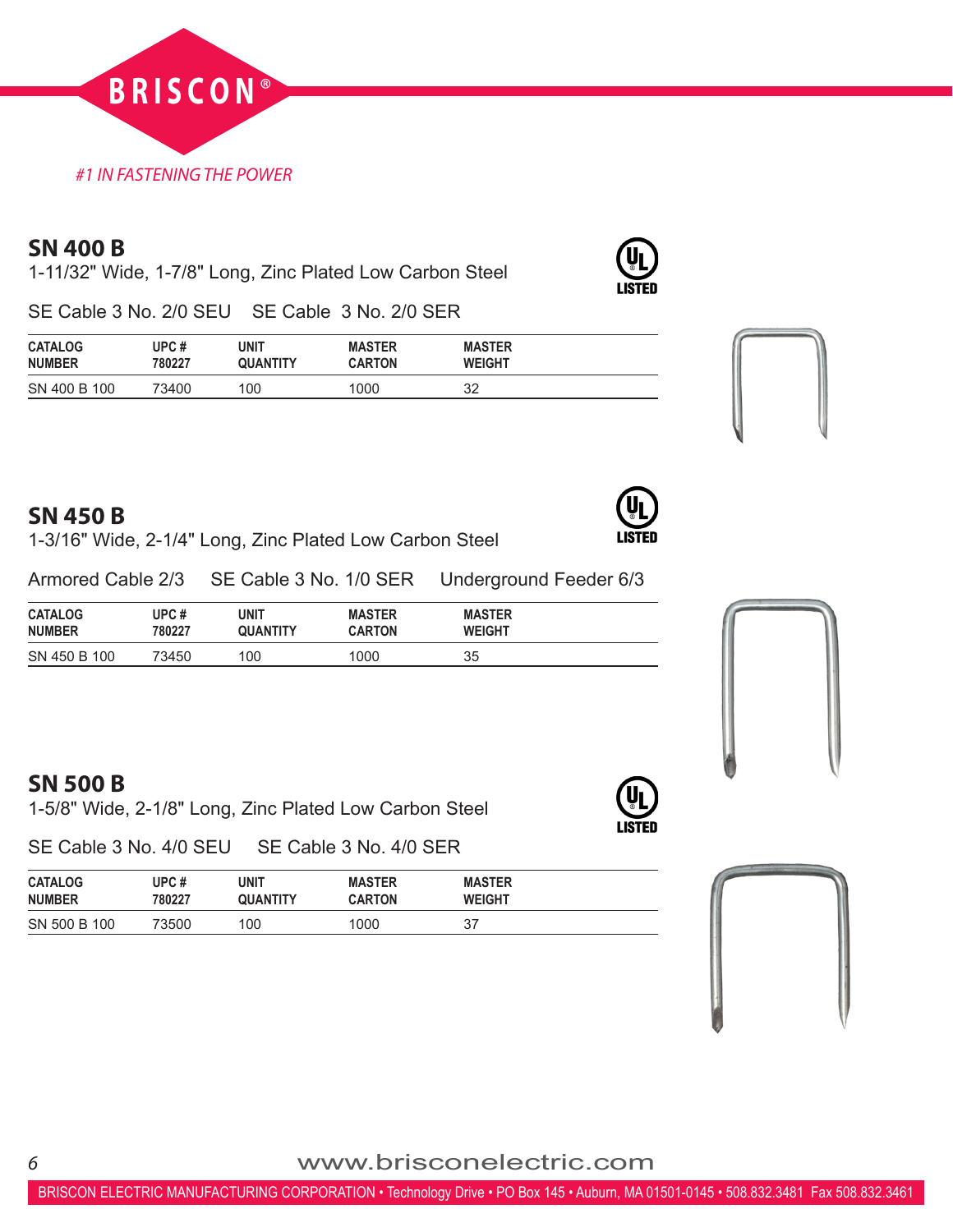BRISCON®

*#1 IN FASTENING THE POWER*

## SN 400 B

1-11/32" Wide, 1-7/8" Long, Zinc Plated Low Carbon Steel

UL LISTED

SE Cable 3 No. 2/0 SEU    SE Cable 3 No. 2/0 SER

| CATALOG NUMBER | UPC # 780227 | UNIT QUANTITY | MASTER CARTON | MASTER WEIGHT |
|---|---|---|---|---|
| SN 400 B 100 | 73400 | 100 | 1000 | 32 |

## SN 450 B

1-3/16" Wide, 2-1/4" Long, Zinc Plated Low Carbon Steel

UL LISTED

Armored Cable 2/3    SE Cable 3 No. 1/0 SER    Underground Feeder 6/3

| CATALOG NUMBER | UPC # 780227 | UNIT QUANTITY | MASTER CARTON | MASTER WEIGHT |
|---|---|---|---|---|
| SN 450 B 100 | 73450 | 100 | 1000 | 35 |

## SN 500 B

1-5/8" Wide, 2-1/8" Long, Zinc Plated Low Carbon Steel

UL LISTED

SE Cable 3 No. 4/0 SEU    SE Cable 3 No. 4/0 SER

| CATALOG NUMBER | UPC # 780227 | UNIT QUANTITY | MASTER CARTON | MASTER WEIGHT |
|---|---|---|---|---|
| SN 500 B 100 | 73500 | 100 | 1000 | 37 |

www.brisconelectric.com

BRISCON ELECTRIC MANUFACTURING CORPORATION • Technology Drive • PO Box 145 • Auburn, MA 01501-0145 • 508.832.3481 Fax 508.832.3461